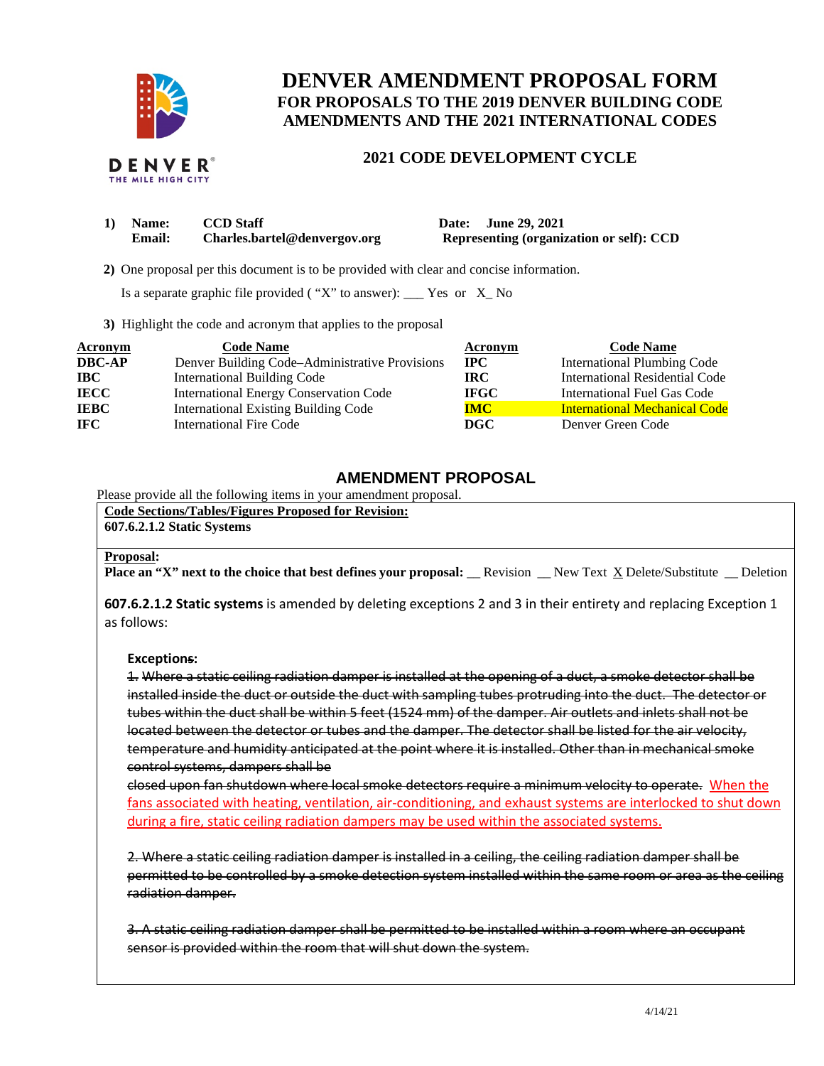# DENVER AMENDMENT PROPOSAL FORM

## FOR PROPOSALS TO THE 2019 DENVER BUILDING CODE AMENDMENTS AND THE 2021 INTERNATIONAL CODES

## 2021 CODE DEVELOPMENT CYCLE

**1) Name:** **CCD Staff**
**Email:** **Charles.bartel@denvergov.org**

**Date:** **June 29, 2021**
**Representing (organization or self): CCD**

**2)** One proposal per this document is to be provided with clear and concise information.

Is a separate graphic file provided ( "X" to answer): ___ Yes or X_ No

**3)** Highlight the code and acronym that applies to the proposal

| Acronym | Code Name | Acronym | Code Name |
|---|---|---|---|
| **DBC-AP** | Denver Building Code–Administrative Provisions | **IPC** | International Plumbing Code |
| **IBC** | International Building Code | **IRC** | International Residential Code |
| **IECC** | International Energy Conservation Code | **IFGC** | International Fuel Gas Code |
| **IEBC** | International Existing Building Code | **IMC** | International Mechanical Code |
| **IFC** | International Fire Code | **DGC** | Denver Green Code |

## AMENDMENT PROPOSAL

Please provide all the following items in your amendment proposal.

**Code Sections/Tables/Figures Proposed for Revision:**
**607.6.2.1.2 Static Systems**

**Proposal:**
**Place an "X" next to the choice that best defines your proposal:** __ Revision __ New Text X Delete/Substitute __ Deletion

**607.6.2.1.2 Static systems** is amended by deleting exceptions 2 and 3 in their entirety and replacing Exception 1 as follows:

**Exceptions~~:~~**

~~1. Where a static ceiling radiation damper is installed at the opening of a duct, a smoke detector shall be installed inside the duct or outside the duct with sampling tubes protruding into the duct. The detector or tubes within the duct shall be within 5 feet (1524 mm) of the damper. Air outlets and inlets shall not be located between the detector or tubes and the damper. The detector shall be listed for the air velocity, temperature and humidity anticipated at the point where it is installed. Other than in mechanical smoke control systems, dampers shall be closed upon fan shutdown where local smoke detectors require a minimum velocity to operate.~~ <u>When the fans associated with heating, ventilation, air-conditioning, and exhaust systems are interlocked to shut down during a fire, static ceiling radiation dampers may be used within the associated systems.</u>

~~2. Where a static ceiling radiation damper is installed in a ceiling, the ceiling radiation damper shall be permitted to be controlled by a smoke detection system installed within the same room or area as the ceiling radiation damper.~~

~~3. A static ceiling radiation damper shall be permitted to be installed within a room where an occupant sensor is provided within the room that will shut down the system.~~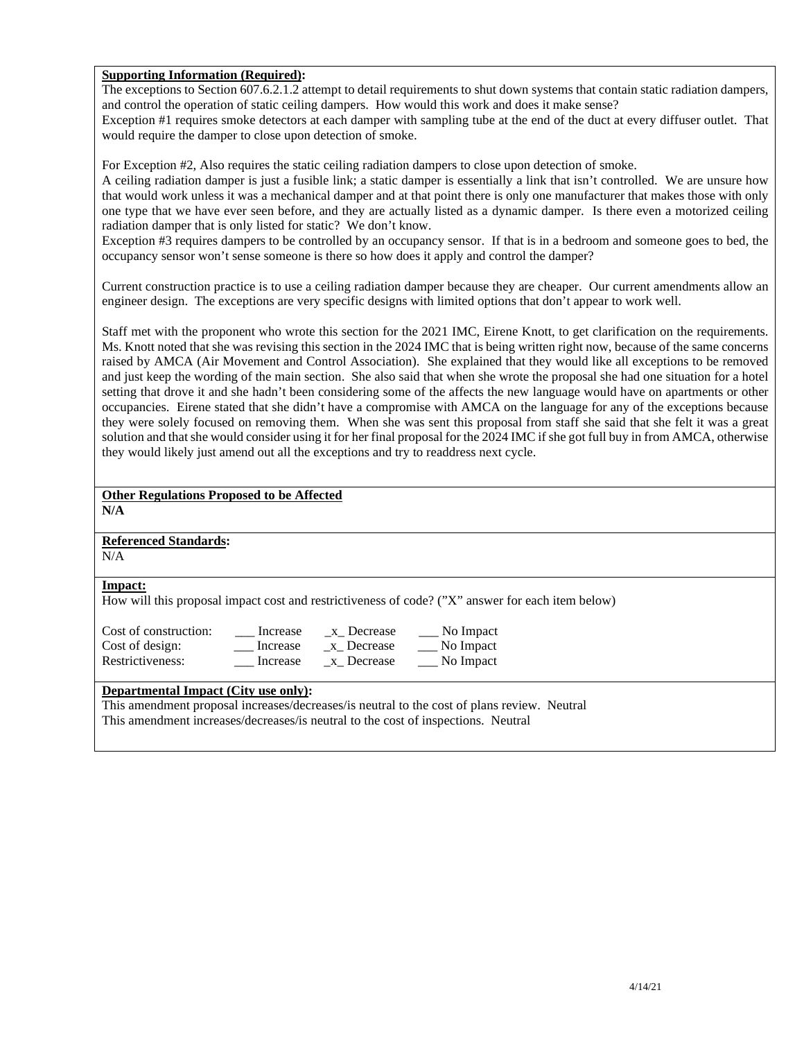**Supporting Information (Required):**

The exceptions to Section 607.6.2.1.2 attempt to detail requirements to shut down systems that contain static radiation dampers, and control the operation of static ceiling dampers. How would this work and does it make sense?

Exception #1 requires smoke detectors at each damper with sampling tube at the end of the duct at every diffuser outlet. That would require the damper to close upon detection of smoke.

For Exception #2, Also requires the static ceiling radiation dampers to close upon detection of smoke.

A ceiling radiation damper is just a fusible link; a static damper is essentially a link that isn't controlled. We are unsure how that would work unless it was a mechanical damper and at that point there is only one manufacturer that makes those with only one type that we have ever seen before, and they are actually listed as a dynamic damper. Is there even a motorized ceiling radiation damper that is only listed for static? We don't know.

Exception #3 requires dampers to be controlled by an occupancy sensor. If that is in a bedroom and someone goes to bed, the occupancy sensor won't sense someone is there so how does it apply and control the damper?

Current construction practice is to use a ceiling radiation damper because they are cheaper. Our current amendments allow an engineer design. The exceptions are very specific designs with limited options that don't appear to work well.

Staff met with the proponent who wrote this section for the 2021 IMC, Eirene Knott, to get clarification on the requirements. Ms. Knott noted that she was revising this section in the 2024 IMC that is being written right now, because of the same concerns raised by AMCA (Air Movement and Control Association). She explained that they would like all exceptions to be removed and just keep the wording of the main section. She also said that when she wrote the proposal she had one situation for a hotel setting that drove it and she hadn't been considering some of the affects the new language would have on apartments or other occupancies. Eirene stated that she didn't have a compromise with AMCA on the language for any of the exceptions because they were solely focused on removing them. When she was sent this proposal from staff she said that she felt it was a great solution and that she would consider using it for her final proposal for the 2024 IMC if she got full buy in from AMCA, otherwise they would likely just amend out all the exceptions and try to readdress next cycle.

**Other Regulations Proposed to be Affected**

**N/A**

**Referenced Standards:**

N/A

**Impact:**

How will this proposal impact cost and restrictiveness of code? ("X" answer for each item below)

| | | | |
|---|---|---|---|
| Cost of construction: | ___ Increase | _x_ Decrease | ___ No Impact |
| Cost of design: | ___ Increase | _x_ Decrease | ___ No Impact |
| Restrictiveness: | ___ Increase | _x_ Decrease | ___ No Impact |

**Departmental Impact (City use only):**

This amendment proposal increases/decreases/is neutral to the cost of plans review. Neutral

This amendment increases/decreases/is neutral to the cost of inspections. Neutral

4/14/21